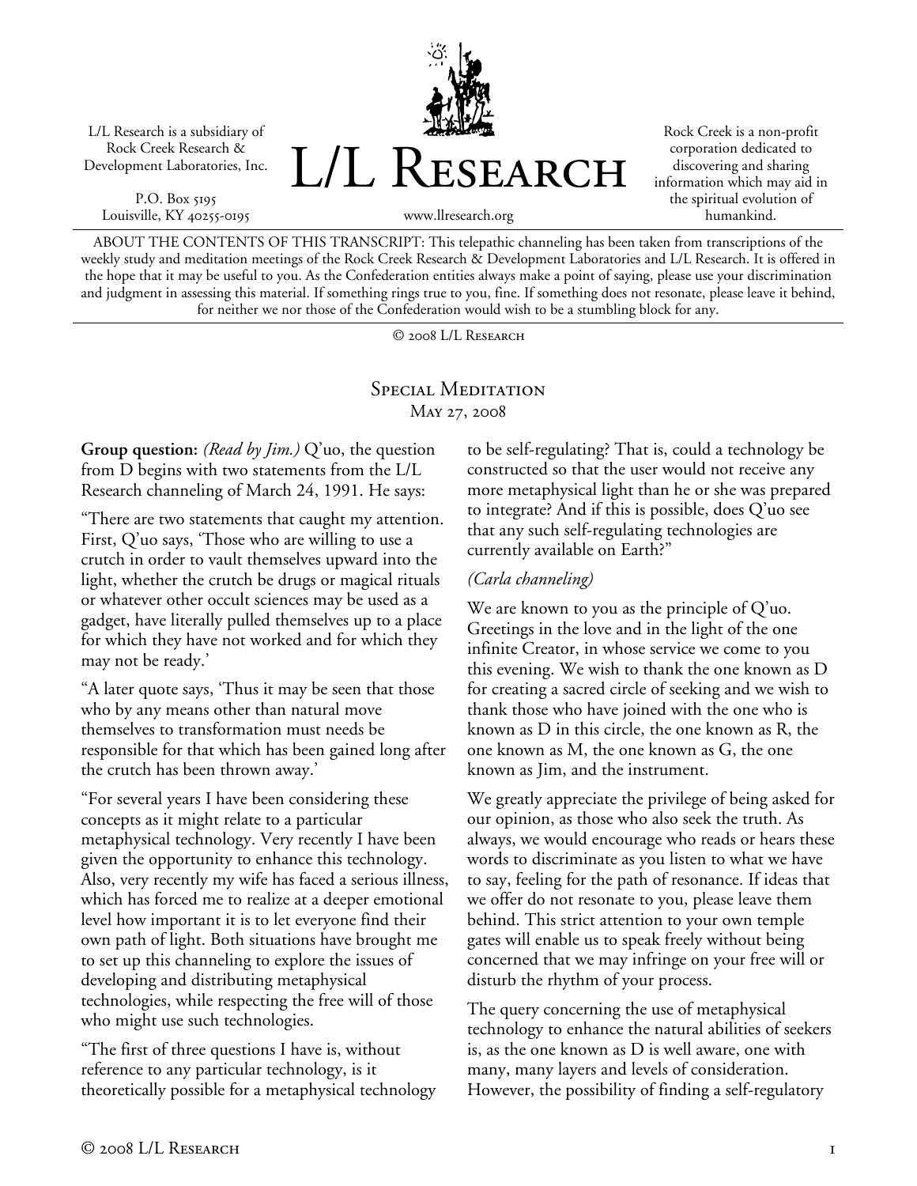L/L Research is a subsidiary of Rock Creek Research & Development Laboratories, Inc.

P.O. Box 5195
Louisville, KY 40255-0195

# L/L Research

www.llresearch.org

Rock Creek is a non-profit corporation dedicated to discovering and sharing information which may aid in the spiritual evolution of humankind.

ABOUT THE CONTENTS OF THIS TRANSCRIPT: This telepathic channeling has been taken from transcriptions of the weekly study and meditation meetings of the Rock Creek Research & Development Laboratories and L/L Research. It is offered in the hope that it may be useful to you. As the Confederation entities always make a point of saying, please use your discrimination and judgment in assessing this material. If something rings true to you, fine. If something does not resonate, please leave it behind, for neither we nor those of the Confederation would wish to be a stumbling block for any.

© 2008 L/L Research

## Special Meditation
May 27, 2008

**Group question:** *(Read by Jim.)* Q'uo, the question from D begins with two statements from the L/L Research channeling of March 24, 1991. He says:

"There are two statements that caught my attention. First, Q'uo says, 'Those who are willing to use a crutch in order to vault themselves upward into the light, whether the crutch be drugs or magical rituals or whatever other occult sciences may be used as a gadget, have literally pulled themselves up to a place for which they have not worked and for which they may not be ready.'

"A later quote says, 'Thus it may be seen that those who by any means other than natural move themselves to transformation must needs be responsible for that which has been gained long after the crutch has been thrown away.'

"For several years I have been considering these concepts as it might relate to a particular metaphysical technology. Very recently I have been given the opportunity to enhance this technology. Also, very recently my wife has faced a serious illness, which has forced me to realize at a deeper emotional level how important it is to let everyone find their own path of light. Both situations have brought me to set up this channeling to explore the issues of developing and distributing metaphysical technologies, while respecting the free will of those who might use such technologies.

"The first of three questions I have is, without reference to any particular technology, is it theoretically possible for a metaphysical technology to be self-regulating? That is, could a technology be constructed so that the user would not receive any more metaphysical light than he or she was prepared to integrate? And if this is possible, does Q'uo see that any such self-regulating technologies are currently available on Earth?"

*(Carla channeling)*

We are known to you as the principle of Q'uo. Greetings in the love and in the light of the one infinite Creator, in whose service we come to you this evening. We wish to thank the one known as D for creating a sacred circle of seeking and we wish to thank those who have joined with the one who is known as D in this circle, the one known as R, the one known as M, the one known as G, the one known as Jim, and the instrument.

We greatly appreciate the privilege of being asked for our opinion, as those who also seek the truth. As always, we would encourage who reads or hears these words to discriminate as you listen to what we have to say, feeling for the path of resonance. If ideas that we offer do not resonate to you, please leave them behind. This strict attention to your own temple gates will enable us to speak freely without being concerned that we may infringe on your free will or disturb the rhythm of your process.

The query concerning the use of metaphysical technology to enhance the natural abilities of seekers is, as the one known as D is well aware, one with many, many layers and levels of consideration. However, the possibility of finding a self-regulatory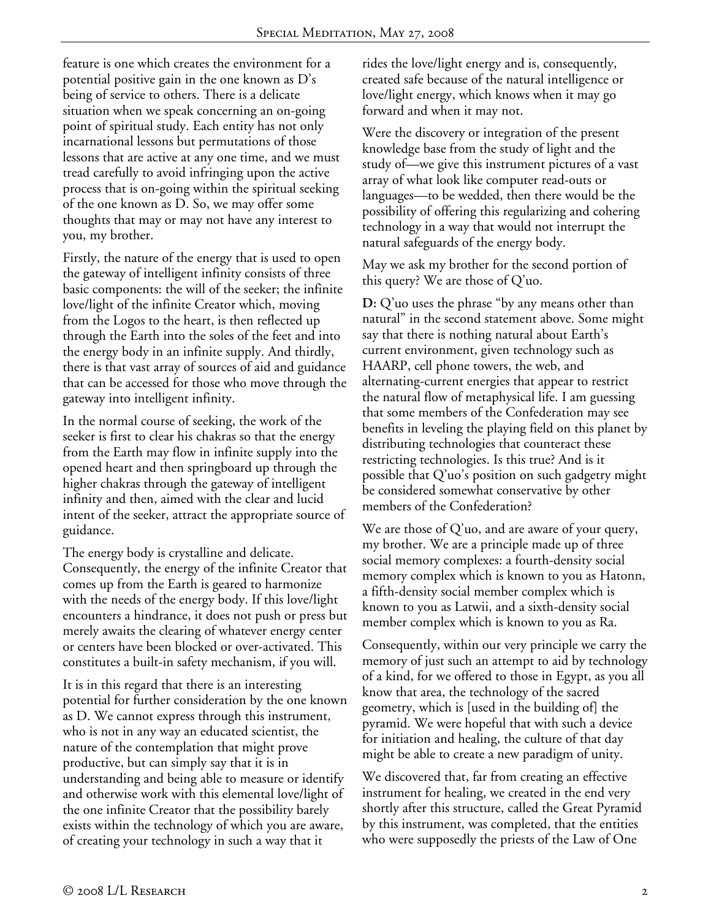feature is one which creates the environment for a potential positive gain in the one known as D's being of service to others. There is a delicate situation when we speak concerning an on-going point of spiritual study. Each entity has not only incarnational lessons but permutations of those lessons that are active at any one time, and we must tread carefully to avoid infringing upon the active process that is on-going within the spiritual seeking of the one known as D. So, we may offer some thoughts that may or may not have any interest to you, my brother.

Firstly, the nature of the energy that is used to open the gateway of intelligent infinity consists of three basic components: the will of the seeker; the infinite love/light of the infinite Creator which, moving from the Logos to the heart, is then reflected up through the Earth into the soles of the feet and into the energy body in an infinite supply. And thirdly, there is that vast array of sources of aid and guidance that can be accessed for those who move through the gateway into intelligent infinity.

In the normal course of seeking, the work of the seeker is first to clear his chakras so that the energy from the Earth may flow in infinite supply into the opened heart and then springboard up through the higher chakras through the gateway of intelligent infinity and then, aimed with the clear and lucid intent of the seeker, attract the appropriate source of guidance.

The energy body is crystalline and delicate. Consequently, the energy of the infinite Creator that comes up from the Earth is geared to harmonize with the needs of the energy body. If this love/light encounters a hindrance, it does not push or press but merely awaits the clearing of whatever energy center or centers have been blocked or over-activated. This constitutes a built-in safety mechanism, if you will.

It is in this regard that there is an interesting potential for further consideration by the one known as D. We cannot express through this instrument, who is not in any way an educated scientist, the nature of the contemplation that might prove productive, but can simply say that it is in understanding and being able to measure or identify and otherwise work with this elemental love/light of the one infinite Creator that the possibility barely exists within the technology of which you are aware, of creating your technology in such a way that it rides the love/light energy and is, consequently, created safe because of the natural intelligence or love/light energy, which knows when it may go forward and when it may not.

Were the discovery or integration of the present knowledge base from the study of light and the study of—we give this instrument pictures of a vast array of what look like computer read-outs or languages—to be wedded, then there would be the possibility of offering this regularizing and cohering technology in a way that would not interrupt the natural safeguards of the energy body.

May we ask my brother for the second portion of this query? We are those of Q'uo.

**D:** Q'uo uses the phrase "by any means other than natural" in the second statement above. Some might say that there is nothing natural about Earth's current environment, given technology such as HAARP, cell phone towers, the web, and alternating-current energies that appear to restrict the natural flow of metaphysical life. I am guessing that some members of the Confederation may see benefits in leveling the playing field on this planet by distributing technologies that counteract these restricting technologies. Is this true? And is it possible that Q'uo's position on such gadgetry might be considered somewhat conservative by other members of the Confederation?

We are those of Q'uo, and are aware of your query, my brother. We are a principle made up of three social memory complexes: a fourth-density social memory complex which is known to you as Hatonn, a fifth-density social member complex which is known to you as Latwii, and a sixth-density social member complex which is known to you as Ra.

Consequently, within our very principle we carry the memory of just such an attempt to aid by technology of a kind, for we offered to those in Egypt, as you all know that area, the technology of the sacred geometry, which is [used in the building of] the pyramid. We were hopeful that with such a device for initiation and healing, the culture of that day might be able to create a new paradigm of unity.

We discovered that, far from creating an effective instrument for healing, we created in the end very shortly after this structure, called the Great Pyramid by this instrument, was completed, that the entities who were supposedly the priests of the Law of One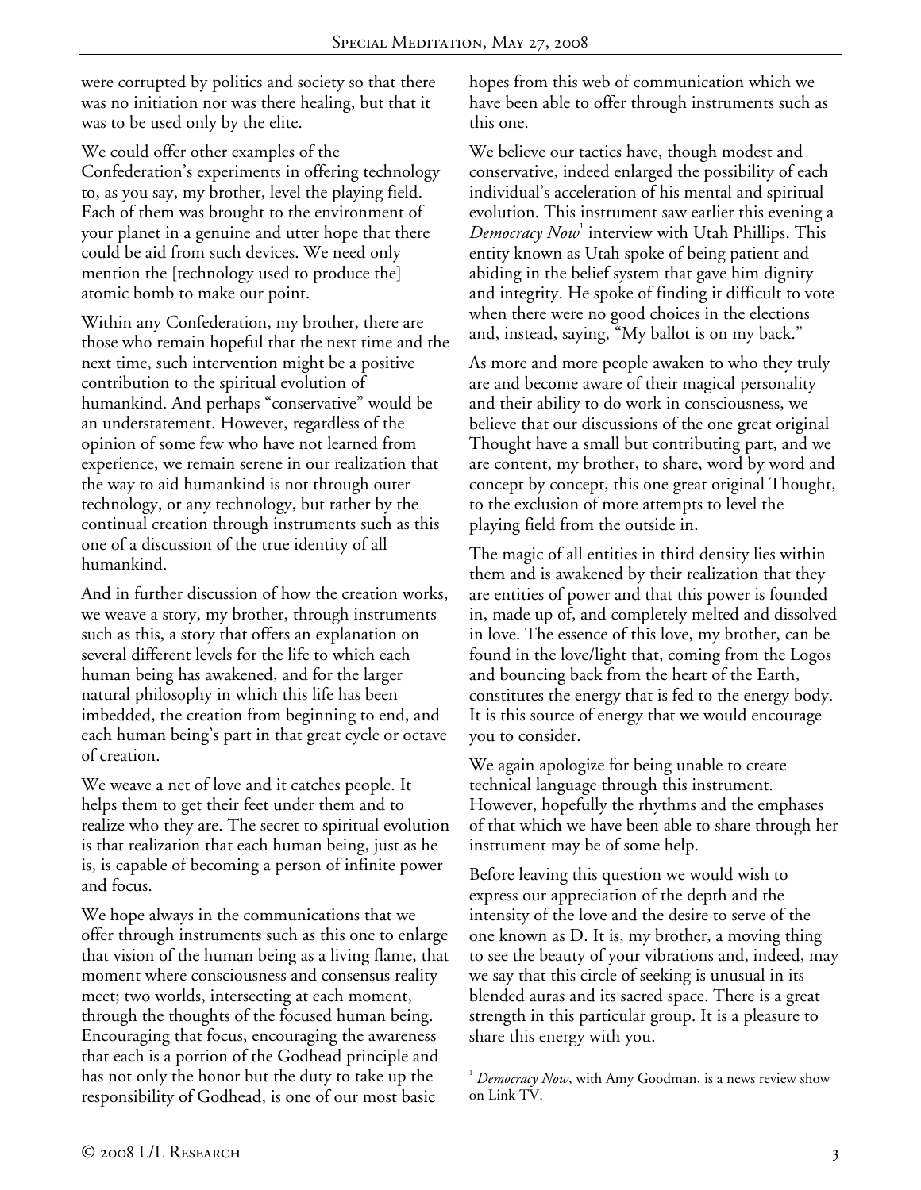were corrupted by politics and society so that there was no initiation nor was there healing, but that it was to be used only by the elite.

We could offer other examples of the Confederation's experiments in offering technology to, as you say, my brother, level the playing field. Each of them was brought to the environment of your planet in a genuine and utter hope that there could be aid from such devices. We need only mention the [technology used to produce the] atomic bomb to make our point.

Within any Confederation, my brother, there are those who remain hopeful that the next time and the next time, such intervention might be a positive contribution to the spiritual evolution of humankind. And perhaps "conservative" would be an understatement. However, regardless of the opinion of some few who have not learned from experience, we remain serene in our realization that the way to aid humankind is not through outer technology, or any technology, but rather by the continual creation through instruments such as this one of a discussion of the true identity of all humankind.

And in further discussion of how the creation works, we weave a story, my brother, through instruments such as this, a story that offers an explanation on several different levels for the life to which each human being has awakened, and for the larger natural philosophy in which this life has been imbedded, the creation from beginning to end, and each human being's part in that great cycle or octave of creation.

We weave a net of love and it catches people. It helps them to get their feet under them and to realize who they are. The secret to spiritual evolution is that realization that each human being, just as he is, is capable of becoming a person of infinite power and focus.

We hope always in the communications that we offer through instruments such as this one to enlarge that vision of the human being as a living flame, that moment where consciousness and consensus reality meet; two worlds, intersecting at each moment, through the thoughts of the focused human being. Encouraging that focus, encouraging the awareness that each is a portion of the Godhead principle and has not only the honor but the duty to take up the responsibility of Godhead, is one of our most basic hopes from this web of communication which we have been able to offer through instruments such as this one.

We believe our tactics have, though modest and conservative, indeed enlarged the possibility of each individual's acceleration of his mental and spiritual evolution. This instrument saw earlier this evening a *Democracy Now*[1] interview with Utah Phillips. This entity known as Utah spoke of being patient and abiding in the belief system that gave him dignity and integrity. He spoke of finding it difficult to vote when there were no good choices in the elections and, instead, saying, "My ballot is on my back."

As more and more people awaken to who they truly are and become aware of their magical personality and their ability to do work in consciousness, we believe that our discussions of the one great original Thought have a small but contributing part, and we are content, my brother, to share, word by word and concept by concept, this one great original Thought, to the exclusion of more attempts to level the playing field from the outside in.

The magic of all entities in third density lies within them and is awakened by their realization that they are entities of power and that this power is founded in, made up of, and completely melted and dissolved in love. The essence of this love, my brother, can be found in the love/light that, coming from the Logos and bouncing back from the heart of the Earth, constitutes the energy that is fed to the energy body. It is this source of energy that we would encourage you to consider.

We again apologize for being unable to create technical language through this instrument. However, hopefully the rhythms and the emphases of that which we have been able to share through her instrument may be of some help.

Before leaving this question we would wish to express our appreciation of the depth and the intensity of the love and the desire to serve of the one known as D. It is, my brother, a moving thing to see the beauty of your vibrations and, indeed, may we say that this circle of seeking is unusual in its blended auras and its sacred space. There is a great strength in this particular group. It is a pleasure to share this energy with you.

---

[1] *Democracy Now*, with Amy Goodman, is a news review show on Link TV.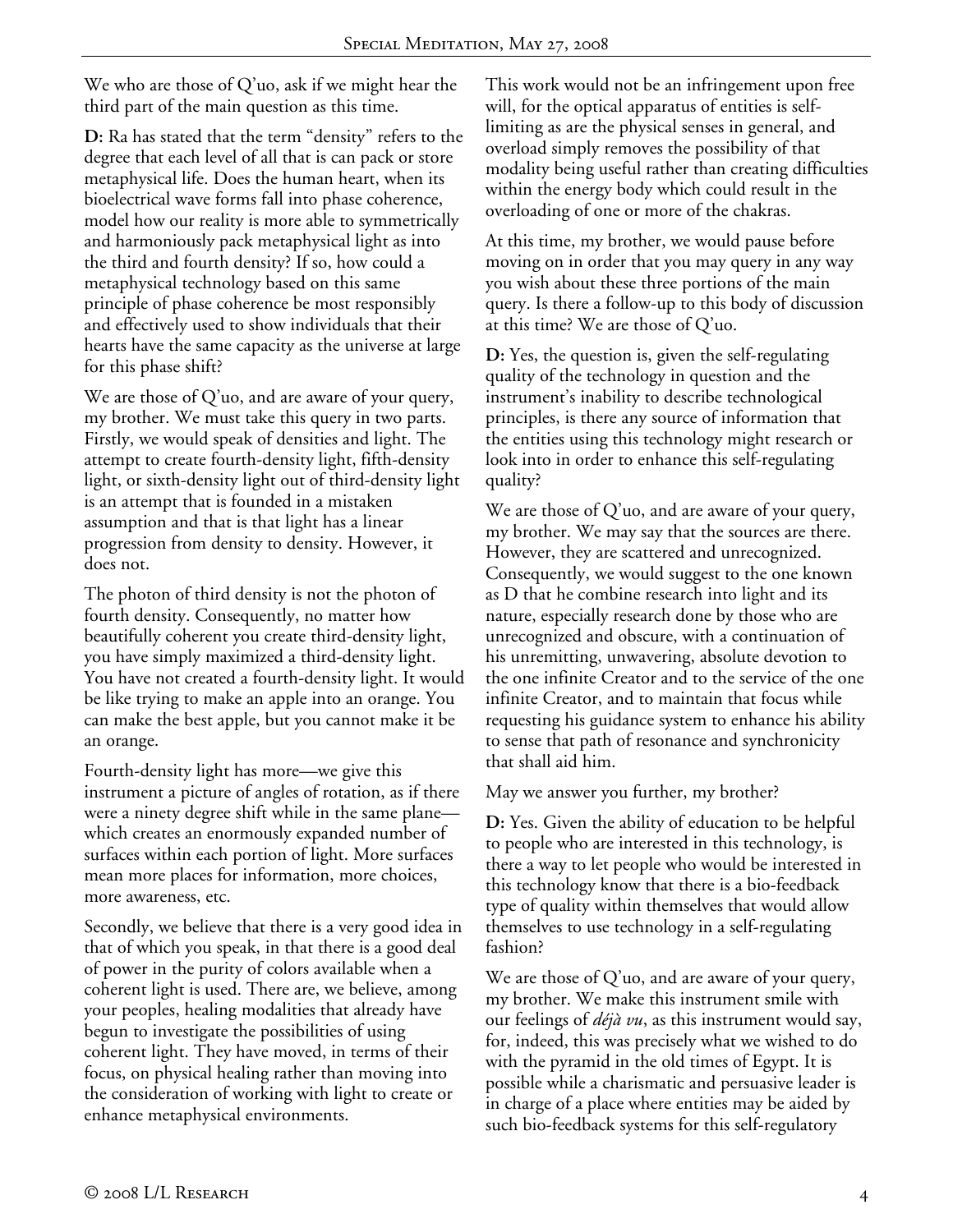We who are those of Q'uo, ask if we might hear the third part of the main question as this time.

**D:** Ra has stated that the term "density" refers to the degree that each level of all that is can pack or store metaphysical life. Does the human heart, when its bioelectrical wave forms fall into phase coherence, model how our reality is more able to symmetrically and harmoniously pack metaphysical light as into the third and fourth density? If so, how could a metaphysical technology based on this same principle of phase coherence be most responsibly and effectively used to show individuals that their hearts have the same capacity as the universe at large for this phase shift?

We are those of Q'uo, and are aware of your query, my brother. We must take this query in two parts. Firstly, we would speak of densities and light. The attempt to create fourth-density light, fifth-density light, or sixth-density light out of third-density light is an attempt that is founded in a mistaken assumption and that is that light has a linear progression from density to density. However, it does not.

The photon of third density is not the photon of fourth density. Consequently, no matter how beautifully coherent you create third-density light, you have simply maximized a third-density light. You have not created a fourth-density light. It would be like trying to make an apple into an orange. You can make the best apple, but you cannot make it be an orange.

Fourth-density light has more—we give this instrument a picture of angles of rotation, as if there were a ninety degree shift while in the same plane—which creates an enormously expanded number of surfaces within each portion of light. More surfaces mean more places for information, more choices, more awareness, etc.

Secondly, we believe that there is a very good idea in that of which you speak, in that there is a good deal of power in the purity of colors available when a coherent light is used. There are, we believe, among your peoples, healing modalities that already have begun to investigate the possibilities of using coherent light. They have moved, in terms of their focus, on physical healing rather than moving into the consideration of working with light to create or enhance metaphysical environments.

This work would not be an infringement upon free will, for the optical apparatus of entities is self-limiting as are the physical senses in general, and overload simply removes the possibility of that modality being useful rather than creating difficulties within the energy body which could result in the overloading of one or more of the chakras.

At this time, my brother, we would pause before moving on in order that you may query in any way you wish about these three portions of the main query. Is there a follow-up to this body of discussion at this time? We are those of Q'uo.

**D:** Yes, the question is, given the self-regulating quality of the technology in question and the instrument's inability to describe technological principles, is there any source of information that the entities using this technology might research or look into in order to enhance this self-regulating quality?

We are those of Q'uo, and are aware of your query, my brother. We may say that the sources are there. However, they are scattered and unrecognized. Consequently, we would suggest to the one known as D that he combine research into light and its nature, especially research done by those who are unrecognized and obscure, with a continuation of his unremitting, unwavering, absolute devotion to the one infinite Creator and to the service of the one infinite Creator, and to maintain that focus while requesting his guidance system to enhance his ability to sense that path of resonance and synchronicity that shall aid him.

May we answer you further, my brother?

**D:** Yes. Given the ability of education to be helpful to people who are interested in this technology, is there a way to let people who would be interested in this technology know that there is a bio-feedback type of quality within themselves that would allow themselves to use technology in a self-regulating fashion?

We are those of Q'uo, and are aware of your query, my brother. We make this instrument smile with our feelings of *déjà vu*, as this instrument would say, for, indeed, this was precisely what we wished to do with the pyramid in the old times of Egypt. It is possible while a charismatic and persuasive leader is in charge of a place where entities may be aided by such bio-feedback systems for this self-regulatory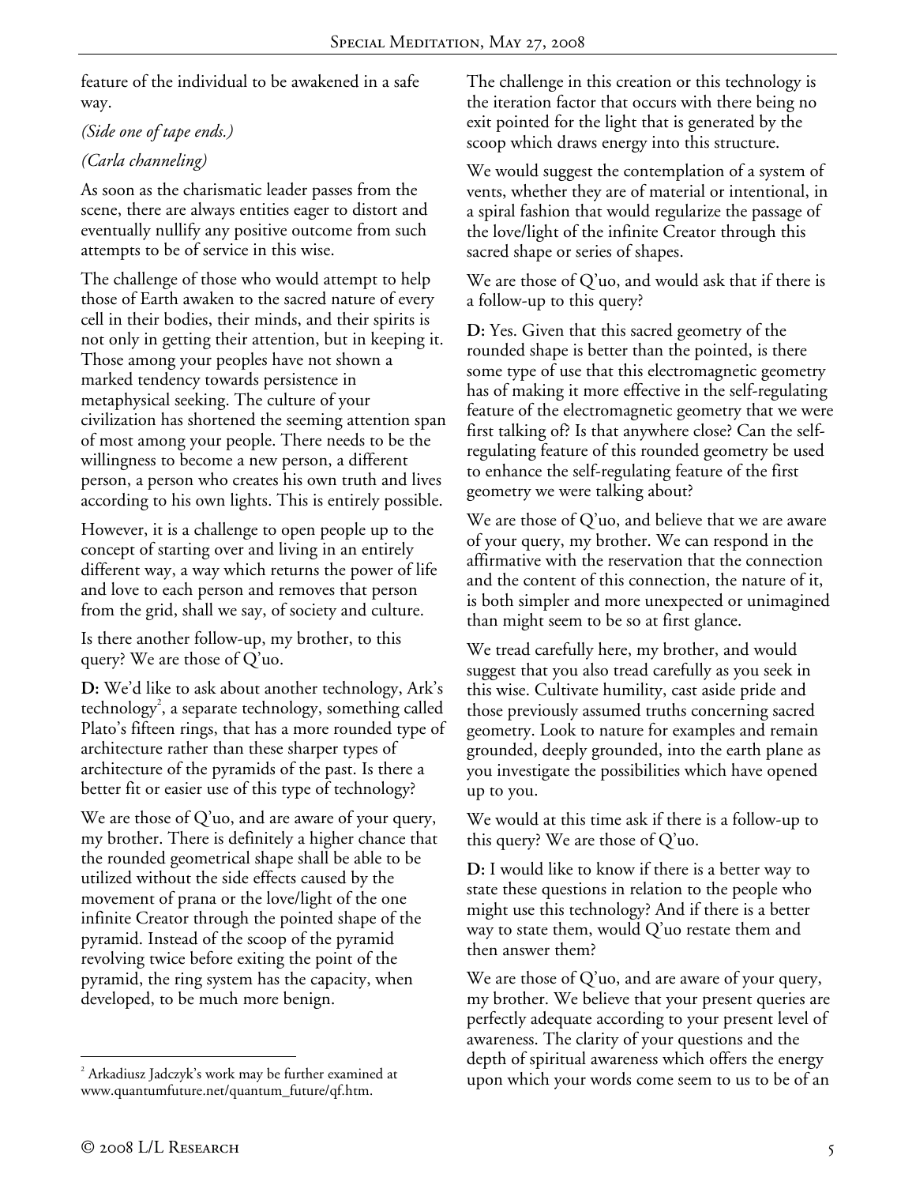feature of the individual to be awakened in a safe way.

*(Side one of tape ends.)*

*(Carla channeling)*

As soon as the charismatic leader passes from the scene, there are always entities eager to distort and eventually nullify any positive outcome from such attempts to be of service in this wise.

The challenge of those who would attempt to help those of Earth awaken to the sacred nature of every cell in their bodies, their minds, and their spirits is not only in getting their attention, but in keeping it. Those among your peoples have not shown a marked tendency towards persistence in metaphysical seeking. The culture of your civilization has shortened the seeming attention span of most among your people. There needs to be the willingness to become a new person, a different person, a person who creates his own truth and lives according to his own lights. This is entirely possible.

However, it is a challenge to open people up to the concept of starting over and living in an entirely different way, a way which returns the power of life and love to each person and removes that person from the grid, shall we say, of society and culture.

Is there another follow-up, my brother, to this query? We are those of Q'uo.

**D:** We'd like to ask about another technology, Ark's technology[2], a separate technology, something called Plato's fifteen rings, that has a more rounded type of architecture rather than these sharper types of architecture of the pyramids of the past. Is there a better fit or easier use of this type of technology?

We are those of Q'uo, and are aware of your query, my brother. There is definitely a higher chance that the rounded geometrical shape shall be able to be utilized without the side effects caused by the movement of prana or the love/light of the one infinite Creator through the pointed shape of the pyramid. Instead of the scoop of the pyramid revolving twice before exiting the point of the pyramid, the ring system has the capacity, when developed, to be much more benign.

The challenge in this creation or this technology is the iteration factor that occurs with there being no exit pointed for the light that is generated by the scoop which draws energy into this structure.

We would suggest the contemplation of a system of vents, whether they are of material or intentional, in a spiral fashion that would regularize the passage of the love/light of the infinite Creator through this sacred shape or series of shapes.

We are those of Q'uo, and would ask that if there is a follow-up to this query?

**D:** Yes. Given that this sacred geometry of the rounded shape is better than the pointed, is there some type of use that this electromagnetic geometry has of making it more effective in the self-regulating feature of the electromagnetic geometry that we were first talking of? Is that anywhere close? Can the self-regulating feature of this rounded geometry be used to enhance the self-regulating feature of the first geometry we were talking about?

We are those of Q'uo, and believe that we are aware of your query, my brother. We can respond in the affirmative with the reservation that the connection and the content of this connection, the nature of it, is both simpler and more unexpected or unimagined than might seem to be so at first glance.

We tread carefully here, my brother, and would suggest that you also tread carefully as you seek in this wise. Cultivate humility, cast aside pride and those previously assumed truths concerning sacred geometry. Look to nature for examples and remain grounded, deeply grounded, into the earth plane as you investigate the possibilities which have opened up to you.

We would at this time ask if there is a follow-up to this query? We are those of Q'uo.

**D:** I would like to know if there is a better way to state these questions in relation to the people who might use this technology? And if there is a better way to state them, would Q'uo restate them and then answer them?

We are those of Q'uo, and are aware of your query, my brother. We believe that your present queries are perfectly adequate according to your present level of awareness. The clarity of your questions and the depth of spiritual awareness which offers the energy upon which your words come seem to us to be of an

[2] Arkadiusz Jadczyk's work may be further examined at www.quantumfuture.net/quantum_future/qf.htm.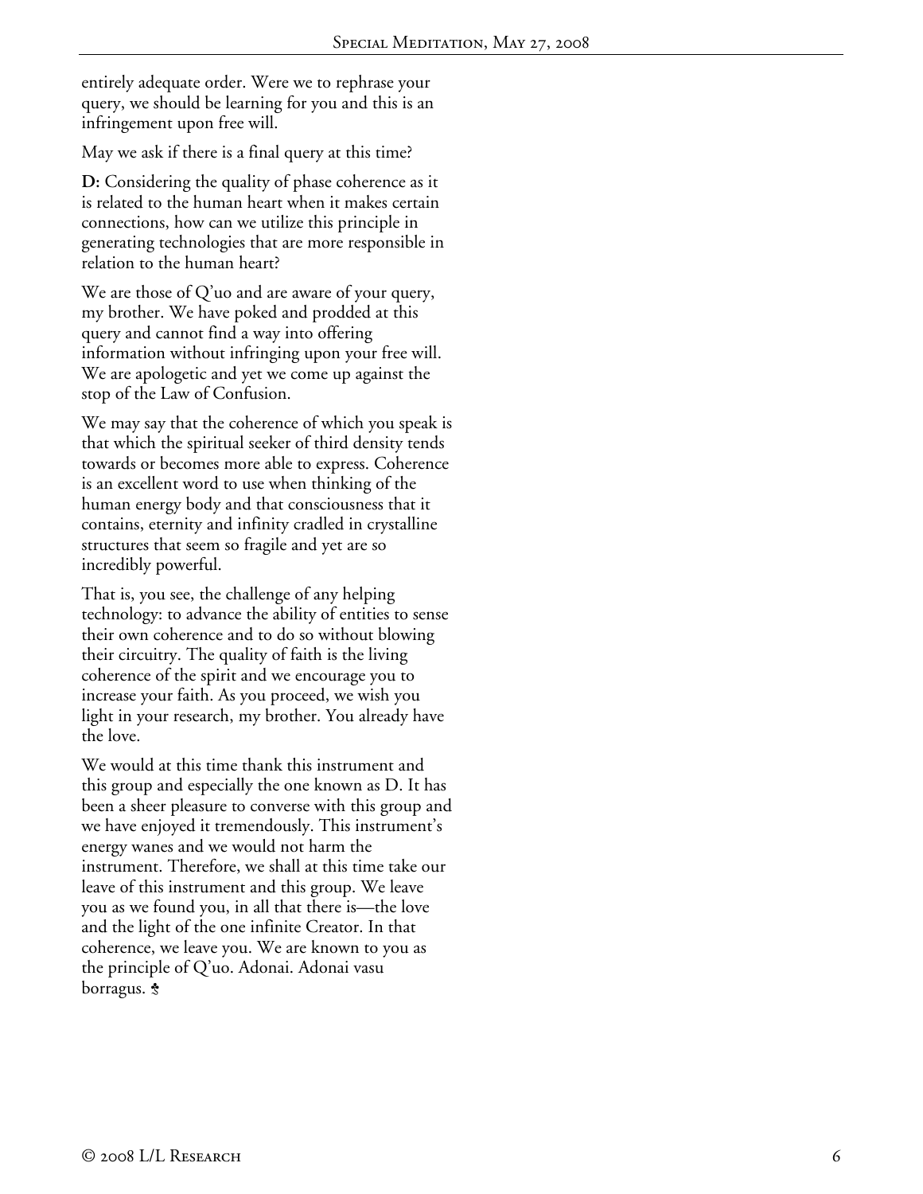entirely adequate order. Were we to rephrase your query, we should be learning for you and this is an infringement upon free will.

May we ask if there is a final query at this time?

**D:** Considering the quality of phase coherence as it is related to the human heart when it makes certain connections, how can we utilize this principle in generating technologies that are more responsible in relation to the human heart?

We are those of Q'uo and are aware of your query, my brother. We have poked and prodded at this query and cannot find a way into offering information without infringing upon your free will. We are apologetic and yet we come up against the stop of the Law of Confusion.

We may say that the coherence of which you speak is that which the spiritual seeker of third density tends towards or becomes more able to express. Coherence is an excellent word to use when thinking of the human energy body and that consciousness that it contains, eternity and infinity cradled in crystalline structures that seem so fragile and yet are so incredibly powerful.

That is, you see, the challenge of any helping technology: to advance the ability of entities to sense their own coherence and to do so without blowing their circuitry. The quality of faith is the living coherence of the spirit and we encourage you to increase your faith. As you proceed, we wish you light in your research, my brother. You already have the love.

We would at this time thank this instrument and this group and especially the one known as D. It has been a sheer pleasure to converse with this group and we have enjoyed it tremendously. This instrument's energy wanes and we would not harm the instrument. Therefore, we shall at this time take our leave of this instrument and this group. We leave you as we found you, in all that there is—the love and the light of the one infinite Creator. In that coherence, we leave you. We are known to you as the principle of Q'uo. Adonai. Adonai vasu borragus. ♰